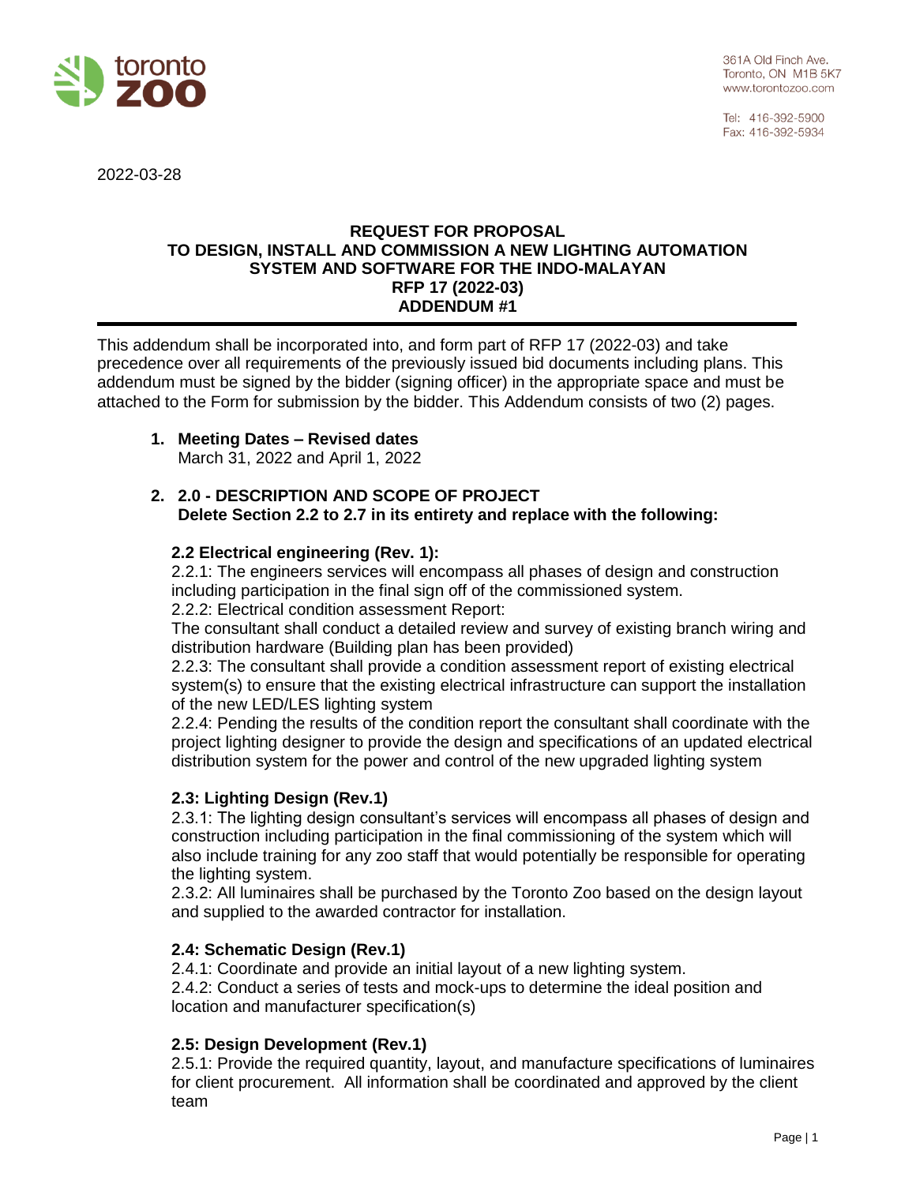toronto zoo

361A Old Finch Ave.
Toronto, ON M1B 5K7
www.torontozoo.com

Tel: 416-392-5900
Fax: 416-392-5934

2022-03-28

# REQUEST FOR PROPOSAL TO DESIGN, INSTALL AND COMMISSION A NEW LIGHTING AUTOMATION SYSTEM AND SOFTWARE FOR THE INDO-MALAYAN RFP 17 (2022-03) ADDENDUM #1

This addendum shall be incorporated into, and form part of RFP 17 (2022-03) and take precedence over all requirements of the previously issued bid documents including plans. This addendum must be signed by the bidder (signing officer) in the appropriate space and must be attached to the Form for submission by the bidder. This Addendum consists of two (2) pages.

1. **Meeting Dates – Revised dates**
   March 31, 2022 and April 1, 2022

2. **2.0 - DESCRIPTION AND SCOPE OF PROJECT**
   **Delete Section 2.2 to 2.7 in its entirety and replace with the following:**

### 2.2 Electrical engineering (Rev. 1):

2.2.1: The engineers services will encompass all phases of design and construction including participation in the final sign off of the commissioned system.

2.2.2: Electrical condition assessment Report:
The consultant shall conduct a detailed review and survey of existing branch wiring and distribution hardware (Building plan has been provided)

2.2.3: The consultant shall provide a condition assessment report of existing electrical system(s) to ensure that the existing electrical infrastructure can support the installation of the new LED/LES lighting system

2.2.4: Pending the results of the condition report the consultant shall coordinate with the project lighting designer to provide the design and specifications of an updated electrical distribution system for the power and control of the new upgraded lighting system

### 2.3: Lighting Design (Rev.1)

2.3.1: The lighting design consultant's services will encompass all phases of design and construction including participation in the final commissioning of the system which will also include training for any zoo staff that would potentially be responsible for operating the lighting system.

2.3.2: All luminaires shall be purchased by the Toronto Zoo based on the design layout and supplied to the awarded contractor for installation.

### 2.4: Schematic Design (Rev.1)

2.4.1: Coordinate and provide an initial layout of a new lighting system.

2.4.2: Conduct a series of tests and mock-ups to determine the ideal position and location and manufacturer specification(s)

### 2.5: Design Development (Rev.1)

2.5.1: Provide the required quantity, layout, and manufacture specifications of luminaires for client procurement. All information shall be coordinated and approved by the client team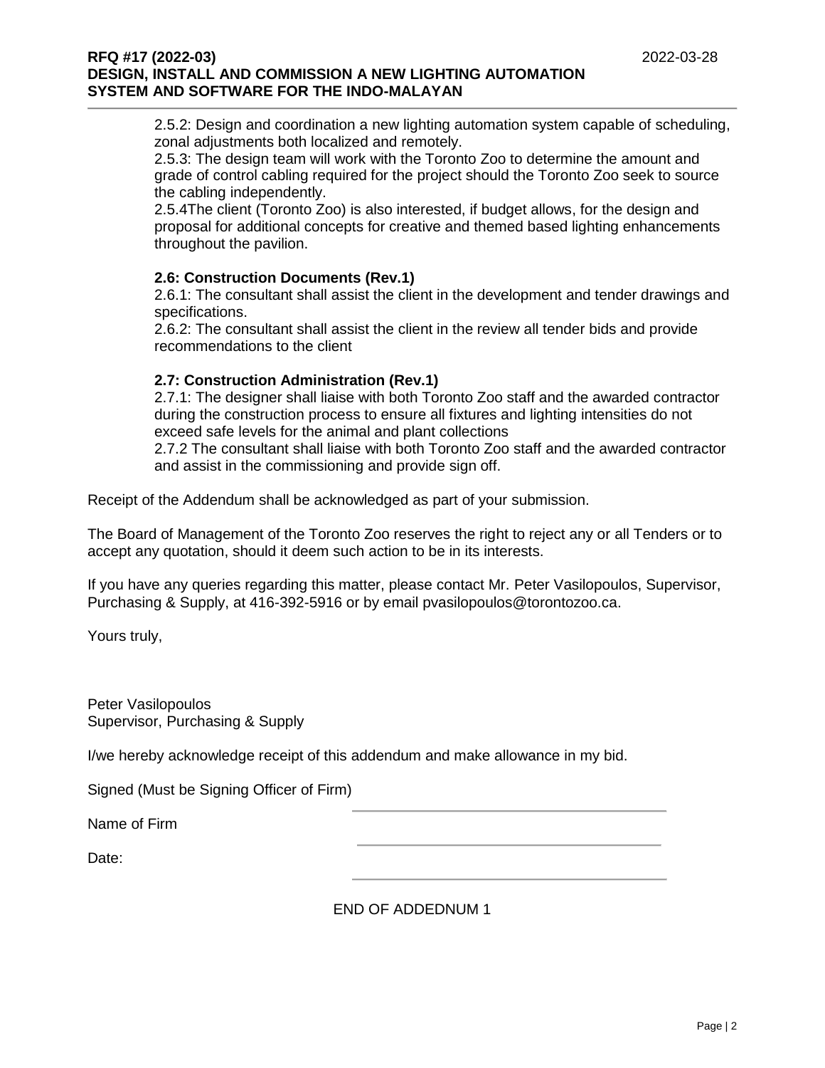2.5.2: Design and coordination a new lighting automation system capable of scheduling, zonal adjustments both localized and remotely.
2.5.3: The design team will work with the Toronto Zoo to determine the amount and grade of control cabling required for the project should the Toronto Zoo seek to source the cabling independently.
2.5.4The client (Toronto Zoo) is also interested, if budget allows, for the design and proposal for additional concepts for creative and themed based lighting enhancements throughout the pavilion.

**2.6: Construction Documents (Rev.1)**
2.6.1: The consultant shall assist the client in the development and tender drawings and specifications.
2.6.2: The consultant shall assist the client in the review all tender bids and provide recommendations to the client

**2.7: Construction Administration (Rev.1)**
2.7.1: The designer shall liaise with both Toronto Zoo staff and the awarded contractor during the construction process to ensure all fixtures and lighting intensities do not exceed safe levels for the animal and plant collections
2.7.2 The consultant shall liaise with both Toronto Zoo staff and the awarded contractor and assist in the commissioning and provide sign off.

Receipt of the Addendum shall be acknowledged as part of your submission.

The Board of Management of the Toronto Zoo reserves the right to reject any or all Tenders or to accept any quotation, should it deem such action to be in its interests.

If you have any queries regarding this matter, please contact Mr. Peter Vasilopoulos, Supervisor, Purchasing & Supply, at 416-392-5916 or by email pvasilopoulos@torontozoo.ca.

Yours truly,

Peter Vasilopoulos
Supervisor, Purchasing & Supply

I/we hereby acknowledge receipt of this addendum and make allowance in my bid.

Signed (Must be Signing Officer of Firm) \_\_\_\_\_\_\_\_\_\_\_\_\_\_\_\_\_\_\_\_\_\_\_\_\_\_\_\_

Name of Firm \_\_\_\_\_\_\_\_\_\_\_\_\_\_\_\_\_\_\_\_\_\_\_\_\_\_\_\_

Date: \_\_\_\_\_\_\_\_\_\_\_\_\_\_\_\_\_\_\_\_\_\_\_\_\_\_\_\_

END OF ADDEDNUM 1